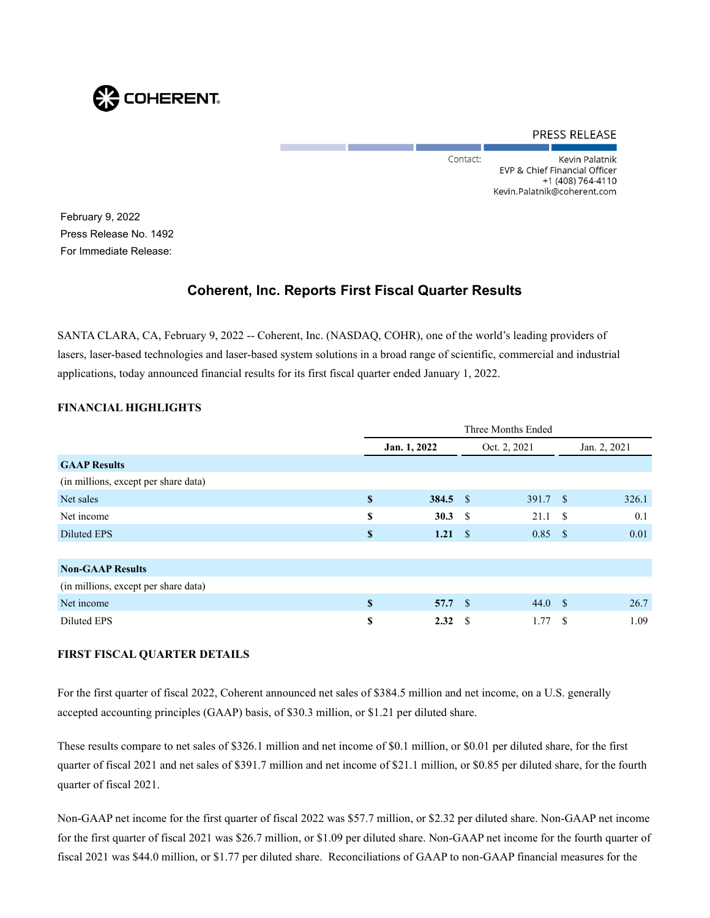PRESS RELEASE

Contact: Kevin Palatnik
EVP & Chief Financial Officer
+1 (408) 764-4110
Kevin.Palatnik@coherent.com

February 9, 2022
Press Release No. 1492
For Immediate Release:

# Coherent, Inc. Reports First Fiscal Quarter Results

SANTA CLARA, CA, February 9, 2022 -- Coherent, Inc. (NASDAQ, COHR), one of the world's leading providers of lasers, laser-based technologies and laser-based system solutions in a broad range of scientific, commercial and industrial applications, today announced financial results for its first fiscal quarter ended January 1, 2022.

## FINANCIAL HIGHLIGHTS

| | Three Months Ended | | |
|---|---|---|---|
| | **Jan. 1, 2022** | Oct. 2, 2021 | Jan. 2, 2021 |
| **GAAP Results** | | | |
| (in millions, except per share data) | | | |
| Net sales | **$ 384.5** | $ 391.7 | $ 326.1 |
| Net income | **$ 30.3** | $ 21.1 | $ 0.1 |
| Diluted EPS | **$ 1.21** | $ 0.85 | $ 0.01 |
| | | | |
| **Non-GAAP Results** | | | |
| (in millions, except per share data) | | | |
| Net income | **$ 57.7** | $ 44.0 | $ 26.7 |
| Diluted EPS | **$ 2.32** | $ 1.77 | $ 1.09 |

## FIRST FISCAL QUARTER DETAILS

For the first quarter of fiscal 2022, Coherent announced net sales of $384.5 million and net income, on a U.S. generally accepted accounting principles (GAAP) basis, of $30.3 million, or $1.21 per diluted share.

These results compare to net sales of $326.1 million and net income of $0.1 million, or $0.01 per diluted share, for the first quarter of fiscal 2021 and net sales of $391.7 million and net income of $21.1 million, or $0.85 per diluted share, for the fourth quarter of fiscal 2021.

Non-GAAP net income for the first quarter of fiscal 2022 was $57.7 million, or $2.32 per diluted share. Non-GAAP net income for the first quarter of fiscal 2021 was $26.7 million, or $1.09 per diluted share. Non-GAAP net income for the fourth quarter of fiscal 2021 was $44.0 million, or $1.77 per diluted share. Reconciliations of GAAP to non-GAAP financial measures for the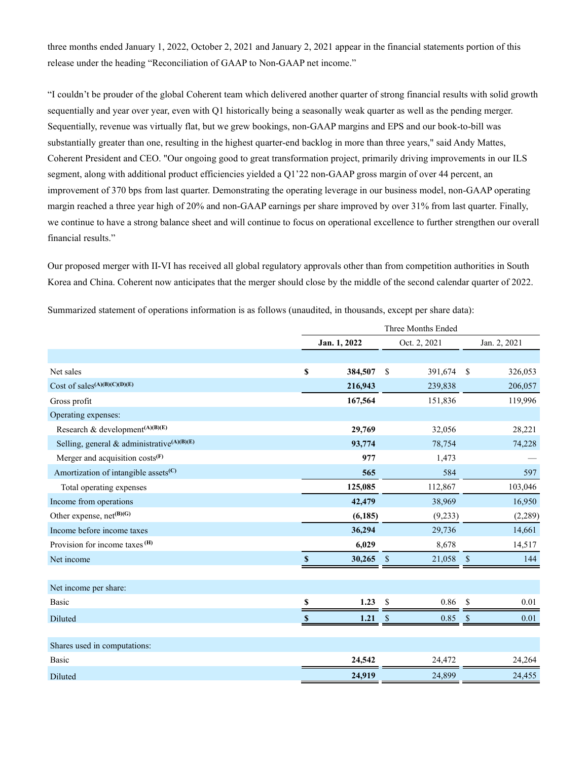three months ended January 1, 2022, October 2, 2021 and January 2, 2021 appear in the financial statements portion of this release under the heading "Reconciliation of GAAP to Non-GAAP net income."

"I couldn't be prouder of the global Coherent team which delivered another quarter of strong financial results with solid growth sequentially and year over year, even with Q1 historically being a seasonally weak quarter as well as the pending merger. Sequentially, revenue was virtually flat, but we grew bookings, non-GAAP margins and EPS and our book-to-bill was substantially greater than one, resulting in the highest quarter-end backlog in more than three years," said Andy Mattes, Coherent President and CEO. "Our ongoing good to great transformation project, primarily driving improvements in our ILS segment, along with additional product efficiencies yielded a Q1'22 non-GAAP gross margin of over 44 percent, an improvement of 370 bps from last quarter. Demonstrating the operating leverage in our business model, non-GAAP operating margin reached a three year high of 20% and non-GAAP earnings per share improved by over 31% from last quarter. Finally, we continue to have a strong balance sheet and will continue to focus on operational excellence to further strengthen our overall financial results."

Our proposed merger with II-VI has received all global regulatory approvals other than from competition authorities in South Korea and China. Coherent now anticipates that the merger should close by the middle of the second calendar quarter of 2022.

Summarized statement of operations information is as follows (unaudited, in thousands, except per share data):

| | Three Months Ended | | |
|---|---|---|---|
| | **Jan. 1, 2022** | Oct. 2, 2021 | Jan. 2, 2021 |
| Net sales | **$ 384,507** | $ 391,674 | $ 326,053 |
| Cost of sales(A)(B)(C)(D)(E) | **216,943** | 239,838 | 206,057 |
| Gross profit | **167,564** | 151,836 | 119,996 |
| Operating expenses: | | | |
| Research & development(A)(B)(E) | **29,769** | 32,056 | 28,221 |
| Selling, general & administrative(A)(B)(E) | **93,774** | 78,754 | 74,228 |
| Merger and acquisition costs(F) | **977** | 1,473 | — |
| Amortization of intangible assets(C) | **565** | 584 | 597 |
| Total operating expenses | **125,085** | 112,867 | 103,046 |
| Income from operations | **42,479** | 38,969 | 16,950 |
| Other expense, net(B)(G) | **(6,185)** | (9,233) | (2,289) |
| Income before income taxes | **36,294** | 29,736 | 14,661 |
| Provision for income taxes (H) | **6,029** | 8,678 | 14,517 |
| Net income | **$ 30,265** | $ 21,058 | $ 144 |
| Net income per share: | | | |
| Basic | **$ 1.23** | $ 0.86 | $ 0.01 |
| Diluted | **$ 1.21** | $ 0.85 | $ 0.01 |
| Shares used in computations: | | | |
| Basic | **24,542** | 24,472 | 24,264 |
| Diluted | **24,919** | 24,899 | 24,455 |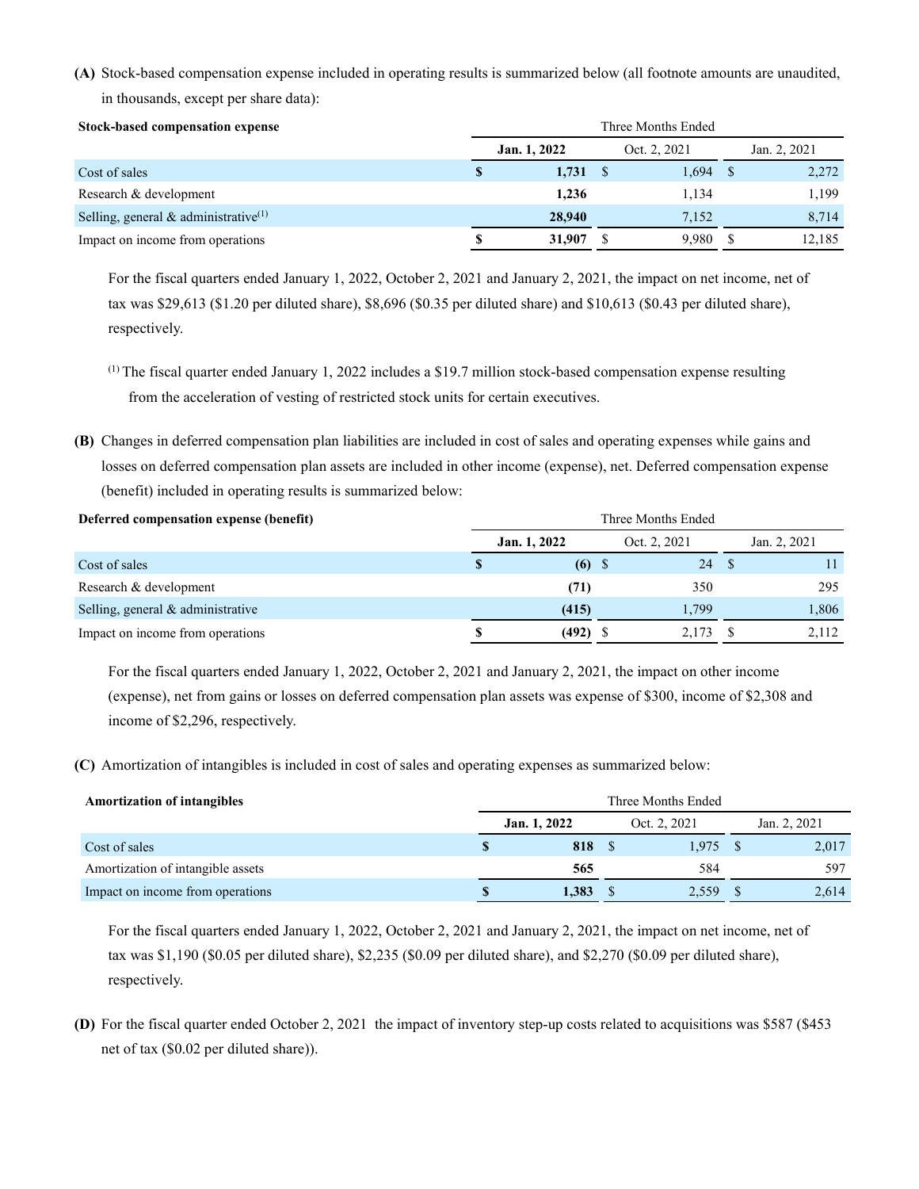**(A)** Stock-based compensation expense included in operating results is summarized below (all footnote amounts are unaudited, in thousands, except per share data):

| Stock-based compensation expense | Three Months Ended | | |
|---|---|---|---|
| | **Jan. 1, 2022** | Oct. 2, 2021 | Jan. 2, 2021 |
| Cost of sales | **$ 1,731** | $ 1,694 | $ 2,272 |
| Research & development | **1,236** | 1,134 | 1,199 |
| Selling, general & administrative[(1)] | **28,940** | 7,152 | 8,714 |
| Impact on income from operations | **$ 31,907** | $ 9,980 | $ 12,185 |

For the fiscal quarters ended January 1, 2022, October 2, 2021 and January 2, 2021, the impact on net income, net of tax was $29,613 ($1.20 per diluted share), $8,696 ($0.35 per diluted share) and $10,613 ($0.43 per diluted share), respectively.

[(1)] The fiscal quarter ended January 1, 2022 includes a $19.7 million stock-based compensation expense resulting from the acceleration of vesting of restricted stock units for certain executives.

**(B)** Changes in deferred compensation plan liabilities are included in cost of sales and operating expenses while gains and losses on deferred compensation plan assets are included in other income (expense), net. Deferred compensation expense (benefit) included in operating results is summarized below:

| Deferred compensation expense (benefit) | Three Months Ended | | |
|---|---|---|---|
| | **Jan. 1, 2022** | Oct. 2, 2021 | Jan. 2, 2021 |
| Cost of sales | **$ (6)** | $ 24 | $ 11 |
| Research & development | **(71)** | 350 | 295 |
| Selling, general & administrative | **(415)** | 1,799 | 1,806 |
| Impact on income from operations | **$ (492)** | $ 2,173 | $ 2,112 |

For the fiscal quarters ended January 1, 2022, October 2, 2021 and January 2, 2021, the impact on other income (expense), net from gains or losses on deferred compensation plan assets was expense of $300, income of $2,308 and income of $2,296, respectively.

**(C)** Amortization of intangibles is included in cost of sales and operating expenses as summarized below:

| Amortization of intangibles | Three Months Ended | | |
|---|---|---|---|
| | **Jan. 1, 2022** | Oct. 2, 2021 | Jan. 2, 2021 |
| Cost of sales | **$ 818** | $ 1,975 | $ 2,017 |
| Amortization of intangible assets | **565** | 584 | 597 |
| Impact on income from operations | **$ 1,383** | $ 2,559 | $ 2,614 |

For the fiscal quarters ended January 1, 2022, October 2, 2021 and January 2, 2021, the impact on net income, net of tax was $1,190 ($0.05 per diluted share), $2,235 ($0.09 per diluted share), and $2,270 ($0.09 per diluted share), respectively.

**(D)** For the fiscal quarter ended October 2, 2021 the impact of inventory step-up costs related to acquisitions was $587 ($453 net of tax ($0.02 per diluted share)).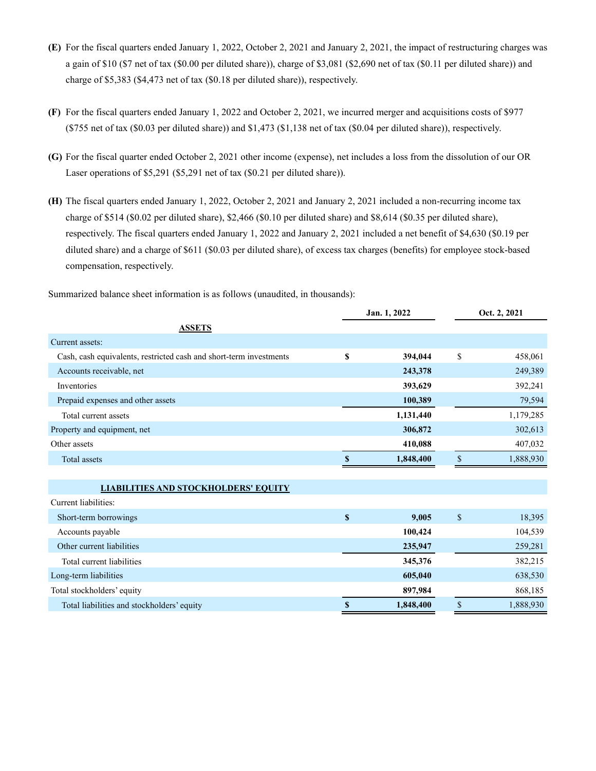**(E)** For the fiscal quarters ended January 1, 2022, October 2, 2021 and January 2, 2021, the impact of restructuring charges was a gain of $10 ($7 net of tax ($0.00 per diluted share)), charge of $3,081 ($2,690 net of tax ($0.11 per diluted share)) and charge of $5,383 ($4,473 net of tax ($0.18 per diluted share)), respectively.

**(F)** For the fiscal quarters ended January 1, 2022 and October 2, 2021, we incurred merger and acquisitions costs of $977 ($755 net of tax ($0.03 per diluted share)) and $1,473 ($1,138 net of tax ($0.04 per diluted share)), respectively.

**(G)** For the fiscal quarter ended October 2, 2021 other income (expense), net includes a loss from the dissolution of our OR Laser operations of $5,291 ($5,291 net of tax ($0.21 per diluted share)).

**(H)** The fiscal quarters ended January 1, 2022, October 2, 2021 and January 2, 2021 included a non-recurring income tax charge of $514 ($0.02 per diluted share), $2,466 ($0.10 per diluted share) and $8,614 ($0.35 per diluted share), respectively. The fiscal quarters ended January 1, 2022 and January 2, 2021 included a net benefit of $4,630 ($0.19 per diluted share) and a charge of $611 ($0.03 per diluted share), of excess tax charges (benefits) for employee stock-based compensation, respectively.

Summarized balance sheet information is as follows (unaudited, in thousands):

| | Jan. 1, 2022 | Oct. 2, 2021 |
|---|---|---|
| **ASSETS** | | |
| Current assets: | | |
| Cash, cash equivalents, restricted cash and short-term investments | **$ 394,044** | $ 458,061 |
| Accounts receivable, net | **243,378** | 249,389 |
| Inventories | **393,629** | 392,241 |
| Prepaid expenses and other assets | **100,389** | 79,594 |
| Total current assets | **1,131,440** | 1,179,285 |
| Property and equipment, net | **306,872** | 302,613 |
| Other assets | **410,088** | 407,032 |
| Total assets | **$ 1,848,400** | $ 1,888,930 |
| **LIABILITIES AND STOCKHOLDERS' EQUITY** | | |
| Current liabilities: | | |
| Short-term borrowings | **$ 9,005** | $ 18,395 |
| Accounts payable | **100,424** | 104,539 |
| Other current liabilities | **235,947** | 259,281 |
| Total current liabilities | **345,376** | 382,215 |
| Long-term liabilities | **605,040** | 638,530 |
| Total stockholders' equity | **897,984** | 868,185 |
| Total liabilities and stockholders' equity | **$ 1,848,400** | $ 1,888,930 |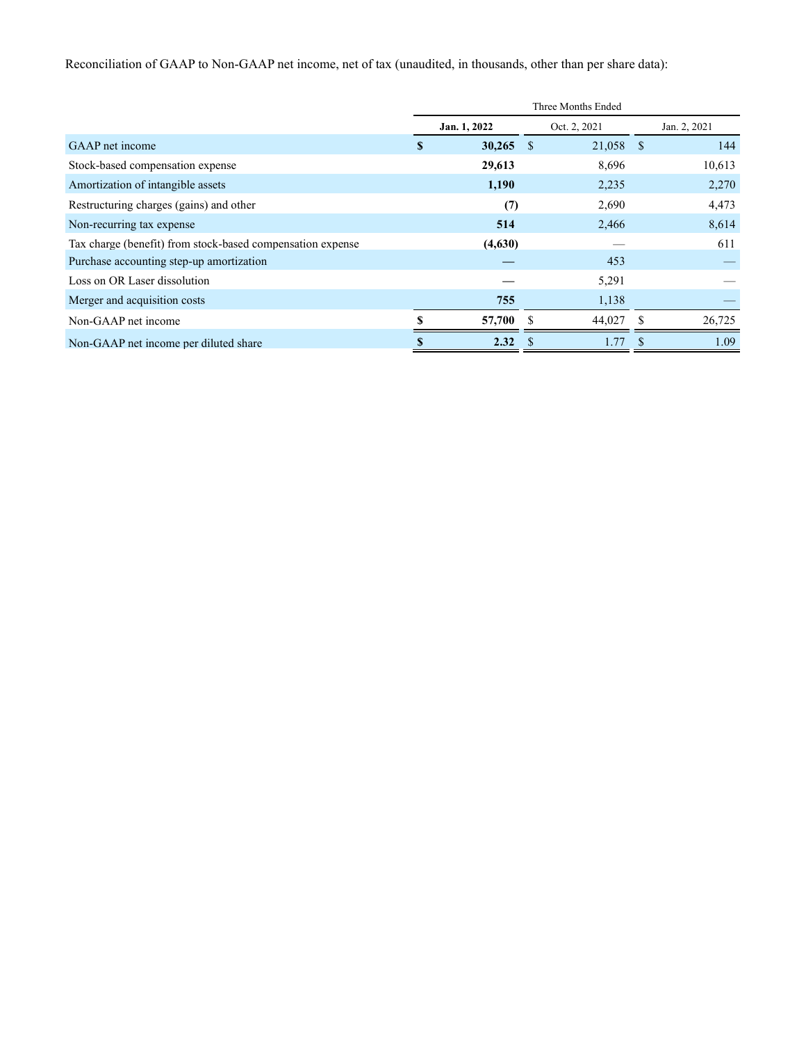Reconciliation of GAAP to Non-GAAP net income, net of tax (unaudited, in thousands, other than per share data):

| | Three Months Ended | | |
|---|---|---|---|
| | **Jan. 1, 2022** | Oct. 2, 2021 | Jan. 2, 2021 |
| GAAP net income | **$ 30,265** | $ 21,058 | $ 144 |
| Stock-based compensation expense | **29,613** | 8,696 | 10,613 |
| Amortization of intangible assets | **1,190** | 2,235 | 2,270 |
| Restructuring charges (gains) and other | **(7)** | 2,690 | 4,473 |
| Non-recurring tax expense | **514** | 2,466 | 8,614 |
| Tax charge (benefit) from stock-based compensation expense | **(4,630)** | — | 611 |
| Purchase accounting step-up amortization | **—** | 453 | — |
| Loss on OR Laser dissolution | **—** | 5,291 | — |
| Merger and acquisition costs | **755** | 1,138 | — |
| Non-GAAP net income | **$ 57,700** | $ 44,027 | $ 26,725 |
| Non-GAAP net income per diluted share | **$ 2.32** | $ 1.77 | $ 1.09 |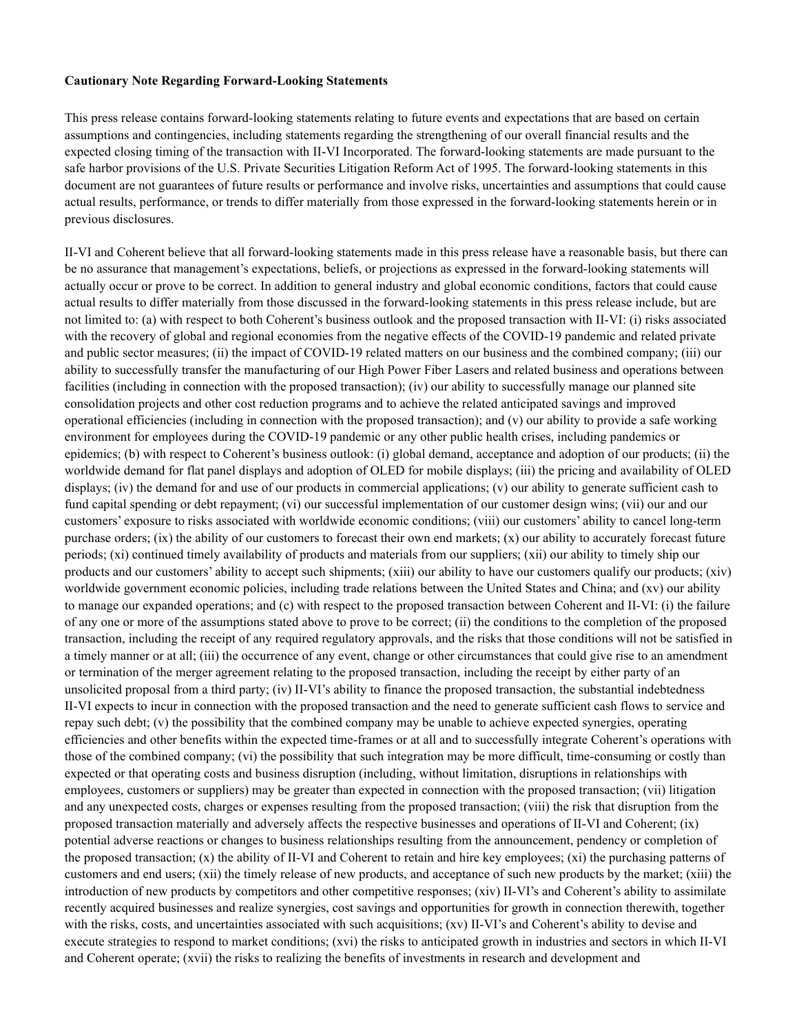**Cautionary Note Regarding Forward-Looking Statements**

This press release contains forward-looking statements relating to future events and expectations that are based on certain assumptions and contingencies, including statements regarding the strengthening of our overall financial results and the expected closing timing of the transaction with II-VI Incorporated. The forward-looking statements are made pursuant to the safe harbor provisions of the U.S. Private Securities Litigation Reform Act of 1995. The forward-looking statements in this document are not guarantees of future results or performance and involve risks, uncertainties and assumptions that could cause actual results, performance, or trends to differ materially from those expressed in the forward-looking statements herein or in previous disclosures.

II-VI and Coherent believe that all forward-looking statements made in this press release have a reasonable basis, but there can be no assurance that management's expectations, beliefs, or projections as expressed in the forward-looking statements will actually occur or prove to be correct. In addition to general industry and global economic conditions, factors that could cause actual results to differ materially from those discussed in the forward-looking statements in this press release include, but are not limited to: (a) with respect to both Coherent's business outlook and the proposed transaction with II-VI: (i) risks associated with the recovery of global and regional economies from the negative effects of the COVID-19 pandemic and related private and public sector measures; (ii) the impact of COVID-19 related matters on our business and the combined company; (iii) our ability to successfully transfer the manufacturing of our High Power Fiber Lasers and related business and operations between facilities (including in connection with the proposed transaction); (iv) our ability to successfully manage our planned site consolidation projects and other cost reduction programs and to achieve the related anticipated savings and improved operational efficiencies (including in connection with the proposed transaction); and (v) our ability to provide a safe working environment for employees during the COVID-19 pandemic or any other public health crises, including pandemics or epidemics; (b) with respect to Coherent's business outlook: (i) global demand, acceptance and adoption of our products; (ii) the worldwide demand for flat panel displays and adoption of OLED for mobile displays; (iii) the pricing and availability of OLED displays; (iv) the demand for and use of our products in commercial applications; (v) our ability to generate sufficient cash to fund capital spending or debt repayment; (vi) our successful implementation of our customer design wins; (vii) our and our customers' exposure to risks associated with worldwide economic conditions; (viii) our customers' ability to cancel long-term purchase orders; (ix) the ability of our customers to forecast their own end markets; (x) our ability to accurately forecast future periods; (xi) continued timely availability of products and materials from our suppliers; (xii) our ability to timely ship our products and our customers' ability to accept such shipments; (xiii) our ability to have our customers qualify our products; (xiv) worldwide government economic policies, including trade relations between the United States and China; and (xv) our ability to manage our expanded operations; and (c) with respect to the proposed transaction between Coherent and II-VI: (i) the failure of any one or more of the assumptions stated above to prove to be correct; (ii) the conditions to the completion of the proposed transaction, including the receipt of any required regulatory approvals, and the risks that those conditions will not be satisfied in a timely manner or at all; (iii) the occurrence of any event, change or other circumstances that could give rise to an amendment or termination of the merger agreement relating to the proposed transaction, including the receipt by either party of an unsolicited proposal from a third party; (iv) II-VI's ability to finance the proposed transaction, the substantial indebtedness II-VI expects to incur in connection with the proposed transaction and the need to generate sufficient cash flows to service and repay such debt; (v) the possibility that the combined company may be unable to achieve expected synergies, operating efficiencies and other benefits within the expected time-frames or at all and to successfully integrate Coherent's operations with those of the combined company; (vi) the possibility that such integration may be more difficult, time-consuming or costly than expected or that operating costs and business disruption (including, without limitation, disruptions in relationships with employees, customers or suppliers) may be greater than expected in connection with the proposed transaction; (vii) litigation and any unexpected costs, charges or expenses resulting from the proposed transaction; (viii) the risk that disruption from the proposed transaction materially and adversely affects the respective businesses and operations of II-VI and Coherent; (ix) potential adverse reactions or changes to business relationships resulting from the announcement, pendency or completion of the proposed transaction; (x) the ability of II-VI and Coherent to retain and hire key employees; (xi) the purchasing patterns of customers and end users; (xii) the timely release of new products, and acceptance of such new products by the market; (xiii) the introduction of new products by competitors and other competitive responses; (xiv) II-VI's and Coherent's ability to assimilate recently acquired businesses and realize synergies, cost savings and opportunities for growth in connection therewith, together with the risks, costs, and uncertainties associated with such acquisitions; (xv) II-VI's and Coherent's ability to devise and execute strategies to respond to market conditions; (xvi) the risks to anticipated growth in industries and sectors in which II-VI and Coherent operate; (xvii) the risks to realizing the benefits of investments in research and development and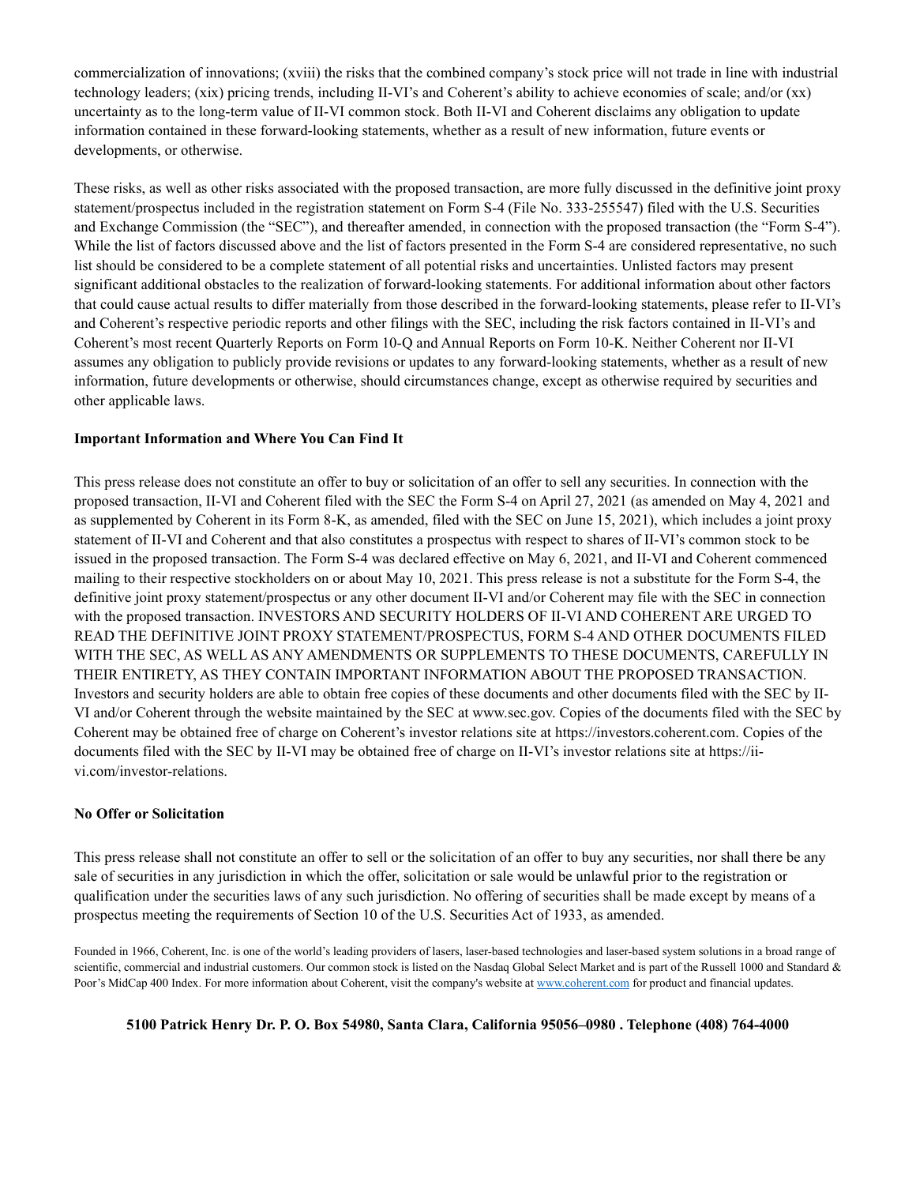commercialization of innovations; (xviii) the risks that the combined company's stock price will not trade in line with industrial technology leaders; (xix) pricing trends, including II-VI's and Coherent's ability to achieve economies of scale; and/or (xx) uncertainty as to the long-term value of II-VI common stock. Both II-VI and Coherent disclaims any obligation to update information contained in these forward-looking statements, whether as a result of new information, future events or developments, or otherwise.

These risks, as well as other risks associated with the proposed transaction, are more fully discussed in the definitive joint proxy statement/prospectus included in the registration statement on Form S-4 (File No. 333-255547) filed with the U.S. Securities and Exchange Commission (the "SEC"), and thereafter amended, in connection with the proposed transaction (the "Form S-4"). While the list of factors discussed above and the list of factors presented in the Form S-4 are considered representative, no such list should be considered to be a complete statement of all potential risks and uncertainties. Unlisted factors may present significant additional obstacles to the realization of forward-looking statements. For additional information about other factors that could cause actual results to differ materially from those described in the forward-looking statements, please refer to II-VI's and Coherent's respective periodic reports and other filings with the SEC, including the risk factors contained in II-VI's and Coherent's most recent Quarterly Reports on Form 10-Q and Annual Reports on Form 10-K. Neither Coherent nor II-VI assumes any obligation to publicly provide revisions or updates to any forward-looking statements, whether as a result of new information, future developments or otherwise, should circumstances change, except as otherwise required by securities and other applicable laws.

**Important Information and Where You Can Find It**

This press release does not constitute an offer to buy or solicitation of an offer to sell any securities. In connection with the proposed transaction, II-VI and Coherent filed with the SEC the Form S-4 on April 27, 2021 (as amended on May 4, 2021 and as supplemented by Coherent in its Form 8-K, as amended, filed with the SEC on June 15, 2021), which includes a joint proxy statement of II-VI and Coherent and that also constitutes a prospectus with respect to shares of II-VI's common stock to be issued in the proposed transaction. The Form S-4 was declared effective on May 6, 2021, and II-VI and Coherent commenced mailing to their respective stockholders on or about May 10, 2021. This press release is not a substitute for the Form S-4, the definitive joint proxy statement/prospectus or any other document II-VI and/or Coherent may file with the SEC in connection with the proposed transaction. INVESTORS AND SECURITY HOLDERS OF II-VI AND COHERENT ARE URGED TO READ THE DEFINITIVE JOINT PROXY STATEMENT/PROSPECTUS, FORM S-4 AND OTHER DOCUMENTS FILED WITH THE SEC, AS WELL AS ANY AMENDMENTS OR SUPPLEMENTS TO THESE DOCUMENTS, CAREFULLY IN THEIR ENTIRETY, AS THEY CONTAIN IMPORTANT INFORMATION ABOUT THE PROPOSED TRANSACTION. Investors and security holders are able to obtain free copies of these documents and other documents filed with the SEC by II-VI and/or Coherent through the website maintained by the SEC at www.sec.gov. Copies of the documents filed with the SEC by Coherent may be obtained free of charge on Coherent's investor relations site at https://investors.coherent.com. Copies of the documents filed with the SEC by II-VI may be obtained free of charge on II-VI's investor relations site at https://ii-vi.com/investor-relations.

**No Offer or Solicitation**

This press release shall not constitute an offer to sell or the solicitation of an offer to buy any securities, nor shall there be any sale of securities in any jurisdiction in which the offer, solicitation or sale would be unlawful prior to the registration or qualification under the securities laws of any such jurisdiction. No offering of securities shall be made except by means of a prospectus meeting the requirements of Section 10 of the U.S. Securities Act of 1933, as amended.

Founded in 1966, Coherent, Inc. is one of the world's leading providers of lasers, laser-based technologies and laser-based system solutions in a broad range of scientific, commercial and industrial customers. Our common stock is listed on the Nasdaq Global Select Market and is part of the Russell 1000 and Standard & Poor's MidCap 400 Index. For more information about Coherent, visit the company's website at [www.coherent.com](http://www.coherent.com) for product and financial updates.

**5100 Patrick Henry Dr. P. O. Box 54980, Santa Clara, California 95056–0980 . Telephone (408) 764-4000**